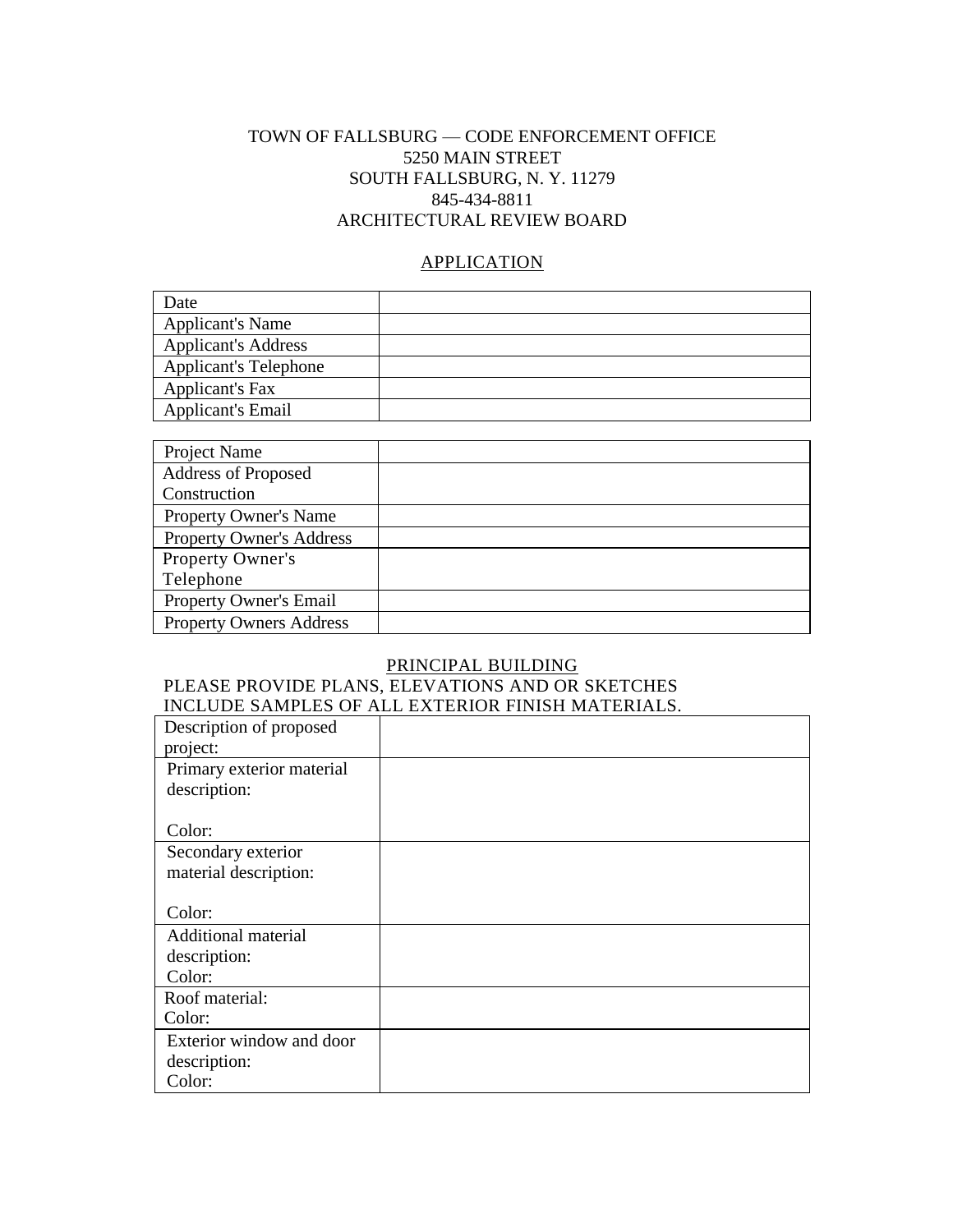TOWN OF FALLSBURG — CODE ENFORCEMENT OFFICE
5250 MAIN STREET
SOUTH FALLSBURG, N. Y. 11279
845-434-8811
ARCHITECTURAL REVIEW BOARD

## APPLICATION

| Date | |
|---|---|
| Applicant's Name | |
| Applicant's Address | |
| Applicant's Telephone | |
| Applicant's Fax | |
| Applicant's Email | |

| Project Name | |
|---|---|
| Address of Proposed Construction | |
| Property Owner's Name | |
| Property Owner's Address | |
| Property Owner's Telephone | |
| Property Owner's Email | |
| Property Owners Address | |

## PRINCIPAL BUILDING

PLEASE PROVIDE PLANS, ELEVATIONS AND OR SKETCHES
INCLUDE SAMPLES OF ALL EXTERIOR FINISH MATERIALS.

| Description of proposed project: | |
|---|---|
| Primary exterior material description:<br><br>Color: | |
| Secondary exterior material description:<br><br>Color: | |
| Additional material description:<br>Color: | |
| Roof material:<br>Color: | |
| Exterior window and door description:<br>Color: | |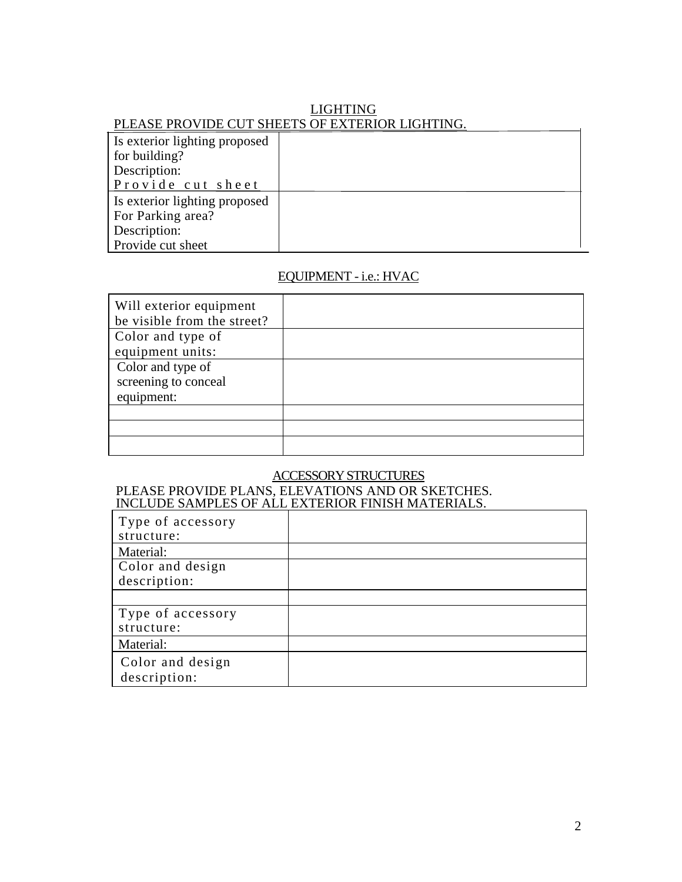## LIGHTING

PLEASE PROVIDE CUT SHEETS OF EXTERIOR LIGHTING.

| | |
|---|---|
| Is exterior lighting proposed for building?<br>Description:<br>Provide cut sheet | |
| Is exterior lighting proposed For Parking area?<br>Description:<br>Provide cut sheet | |

## EQUIPMENT - i.e.: HVAC

| | |
|---|---|
| Will exterior equipment be visible from the street? | |
| Color and type of equipment units: | |
| Color and type of screening to conceal equipment: | |
| | |
| | |
| | |

## ACCESSORY STRUCTURES

PLEASE PROVIDE PLANS, ELEVATIONS AND OR SKETCHES.
INCLUDE SAMPLES OF ALL EXTERIOR FINISH MATERIALS.

| | |
|---|---|
| Type of accessory structure: | |
| Material: | |
| Color and design description: | |
| | |
| Type of accessory structure: | |
| Material: | |
| Color and design description: | |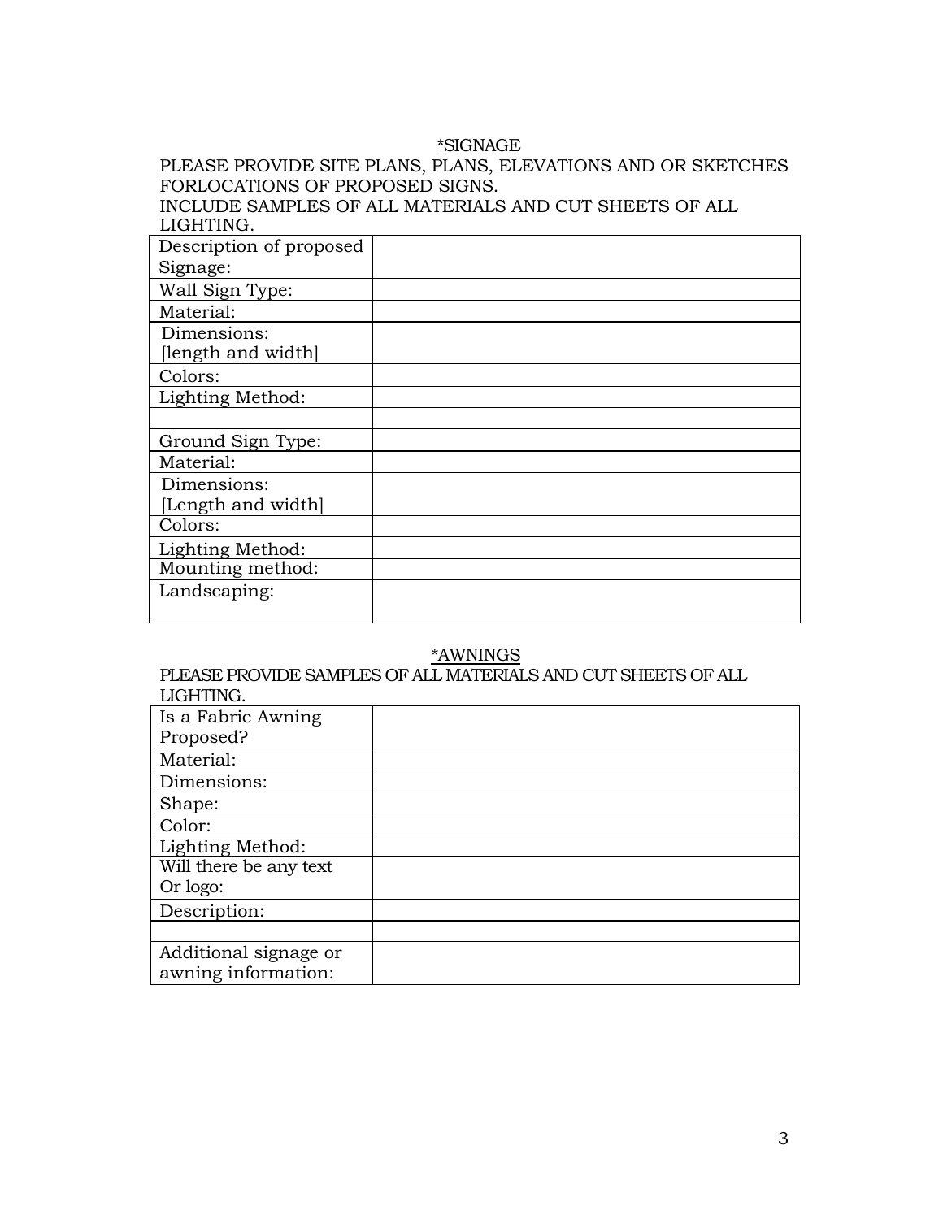## *SIGNAGE

PLEASE PROVIDE SITE PLANS, PLANS, ELEVATIONS AND OR SKETCHES FORLOCATIONS OF PROPOSED SIGNS.
INCLUDE SAMPLES OF ALL MATERIALS AND CUT SHEETS OF ALL LIGHTING.

| | |
|---|---|
| Description of proposed Signage: | |
| Wall Sign Type: | |
| Material: | |
| Dimensions: [length and width] | |
| Colors: | |
| Lighting Method: | |
| | |
| Ground Sign Type: | |
| Material: | |
| Dimensions: [Length and width] | |
| Colors: | |
| Lighting Method: | |
| Mounting method: | |
| Landscaping: | |

## *AWNINGS

PLEASE PROVIDE SAMPLES OF ALL MATERIALS AND CUT SHEETS OF ALL LIGHTING.

| | |
|---|---|
| Is a Fabric Awning Proposed? | |
| Material: | |
| Dimensions: | |
| Shape: | |
| Color: | |
| Lighting Method: | |
| Will there be any text Or logo: | |
| Description: | |
| | |
| Additional signage or awning information: | |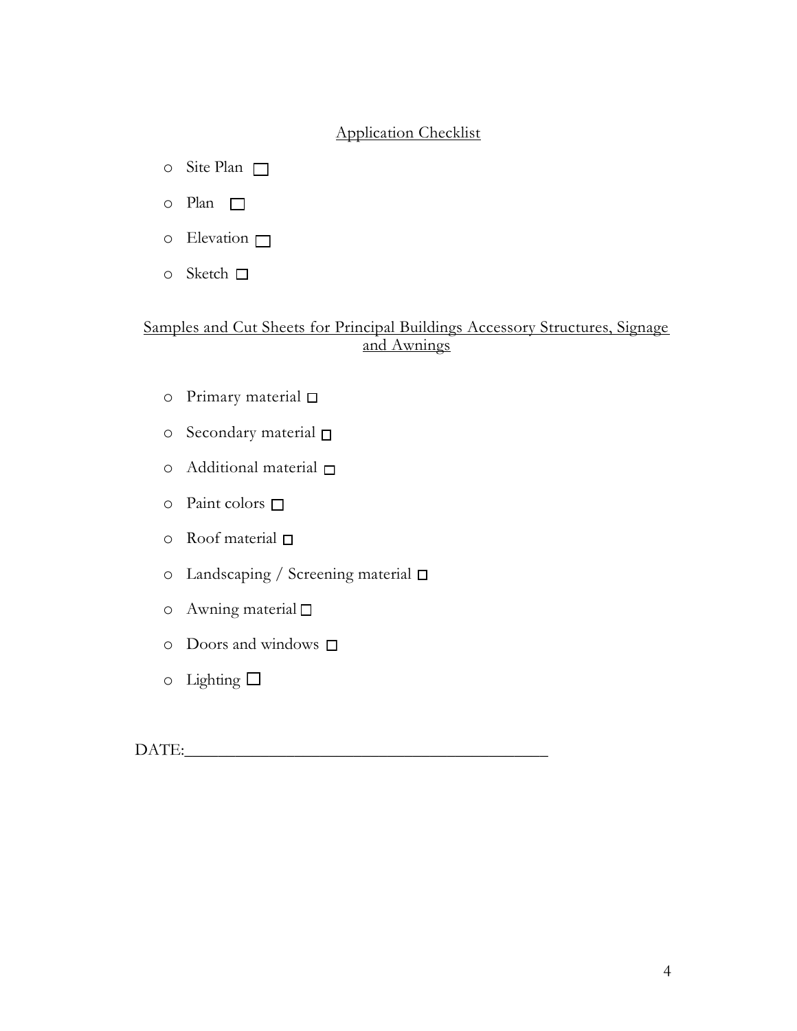## Application Checklist

- Site Plan ☐
- Plan ☐
- Elevation ☐
- Sketch ☐

## Samples and Cut Sheets for Principal Buildings Accessory Structures, Signage and Awnings

- Primary material ☐
- Secondary material ☐
- Additional material ☐
- Paint colors ☐
- Roof material ☐
- Landscaping / Screening material ☐
- Awning material ☐
- Doors and windows ☐
- Lighting ☐

DATE:_______________________________________________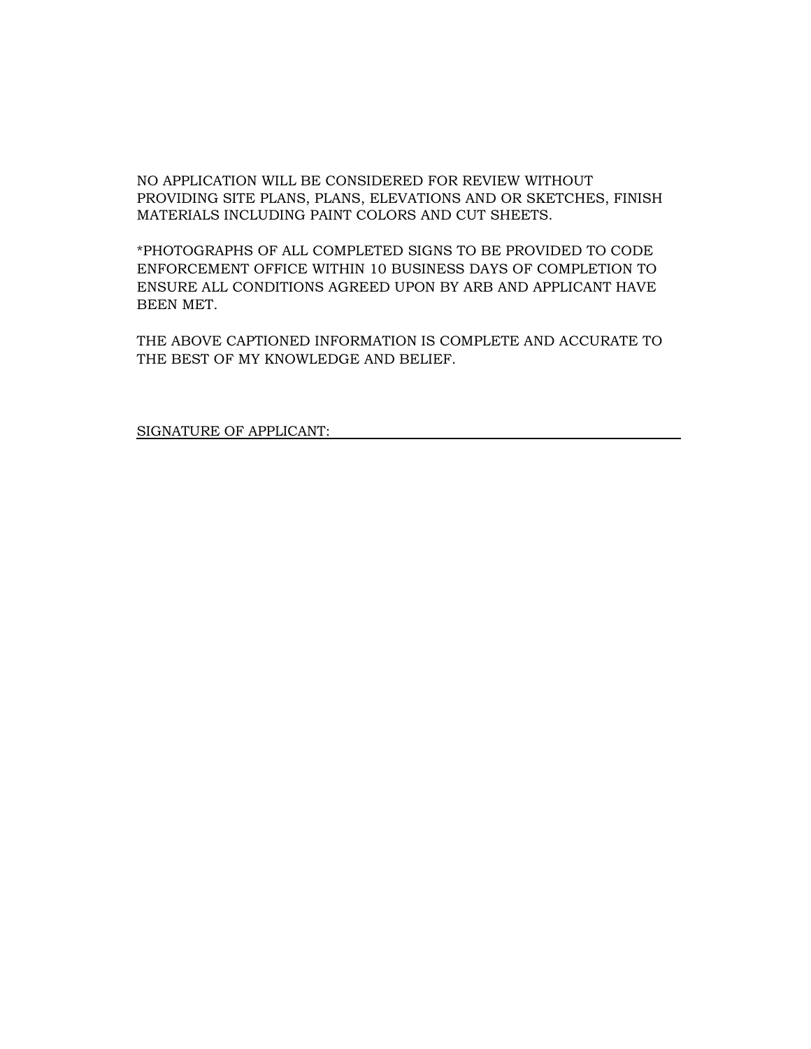NO APPLICATION WILL BE CONSIDERED FOR REVIEW WITHOUT PROVIDING SITE PLANS, PLANS, ELEVATIONS AND OR SKETCHES, FINISH MATERIALS INCLUDING PAINT COLORS AND CUT SHEETS.

*PHOTOGRAPHS OF ALL COMPLETED SIGNS TO BE PROVIDED TO CODE ENFORCEMENT OFFICE WITHIN 10 BUSINESS DAYS OF COMPLETION TO ENSURE ALL CONDITIONS AGREED UPON BY ARB AND APPLICANT HAVE BEEN MET.

THE ABOVE CAPTIONED INFORMATION IS COMPLETE AND ACCURATE TO THE BEST OF MY KNOWLEDGE AND BELIEF.

SIGNATURE OF APPLICANT: ______________________________________________